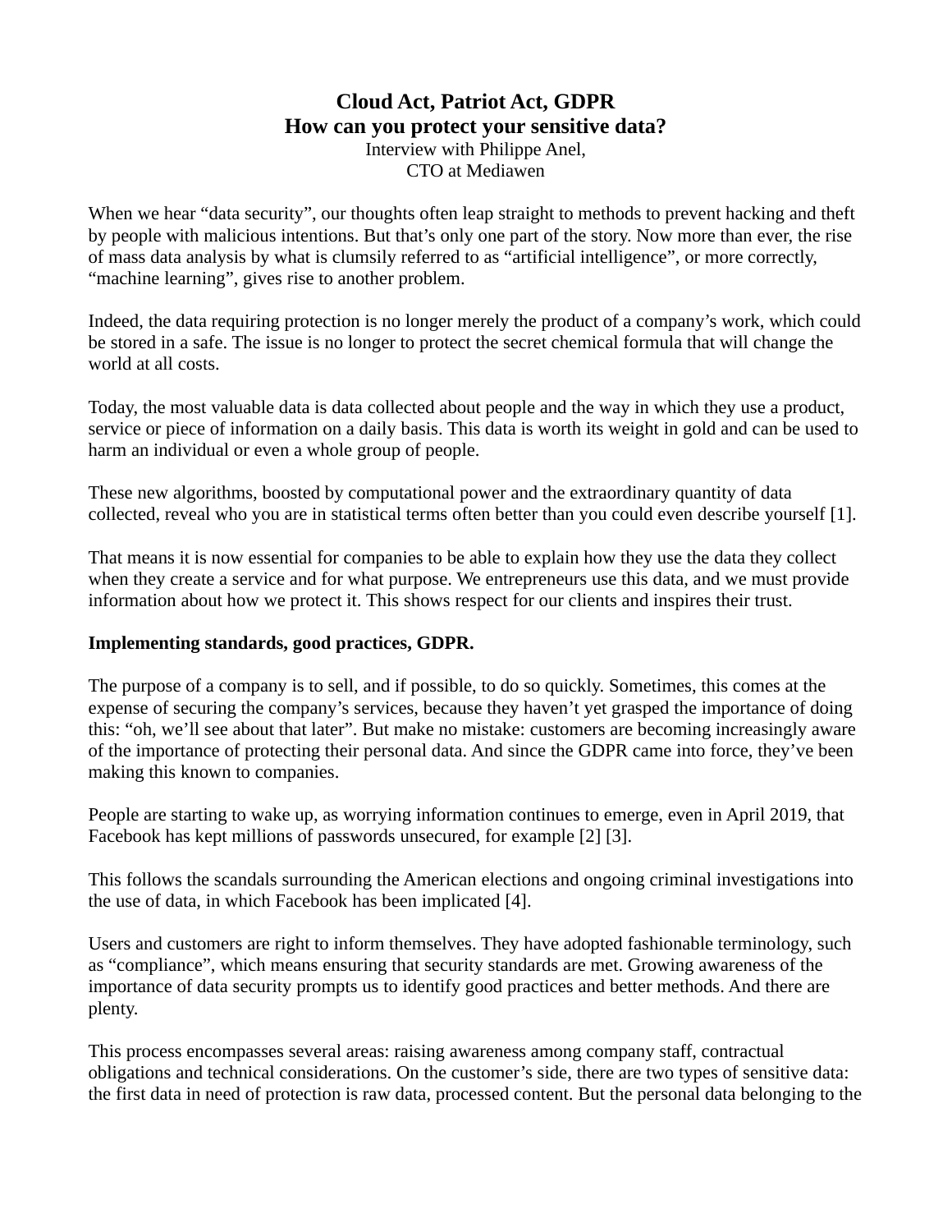# Cloud Act, Patriot Act, GDPR
# How can you protect your sensitive data?

Interview with Philippe Anel,
CTO at Mediawen

When we hear “data security”, our thoughts often leap straight to methods to prevent hacking and theft by people with malicious intentions. But that’s only one part of the story. Now more than ever, the rise of mass data analysis by what is clumsily referred to as “artificial intelligence”, or more correctly, “machine learning”, gives rise to another problem.

Indeed, the data requiring protection is no longer merely the product of a company’s work, which could be stored in a safe. The issue is no longer to protect the secret chemical formula that will change the world at all costs.

Today, the most valuable data is data collected about people and the way in which they use a product, service or piece of information on a daily basis. This data is worth its weight in gold and can be used to harm an individual or even a whole group of people.

These new algorithms, boosted by computational power and the extraordinary quantity of data collected, reveal who you are in statistical terms often better than you could even describe yourself [1].

That means it is now essential for companies to be able to explain how they use the data they collect when they create a service and for what purpose. We entrepreneurs use this data, and we must provide information about how we protect it. This shows respect for our clients and inspires their trust.

**Implementing standards, good practices, GDPR.**

The purpose of a company is to sell, and if possible, to do so quickly. Sometimes, this comes at the expense of securing the company’s services, because they haven’t yet grasped the importance of doing this: “oh, we’ll see about that later”. But make no mistake: customers are becoming increasingly aware of the importance of protecting their personal data. And since the GDPR came into force, they’ve been making this known to companies.

People are starting to wake up, as worrying information continues to emerge, even in April 2019, that Facebook has kept millions of passwords unsecured, for example [2] [3].

This follows the scandals surrounding the American elections and ongoing criminal investigations into the use of data, in which Facebook has been implicated [4].

Users and customers are right to inform themselves. They have adopted fashionable terminology, such as “compliance”, which means ensuring that security standards are met. Growing awareness of the importance of data security prompts us to identify good practices and better methods. And there are plenty.

This process encompasses several areas: raising awareness among company staff, contractual obligations and technical considerations. On the customer’s side, there are two types of sensitive data: the first data in need of protection is raw data, processed content. But the personal data belonging to the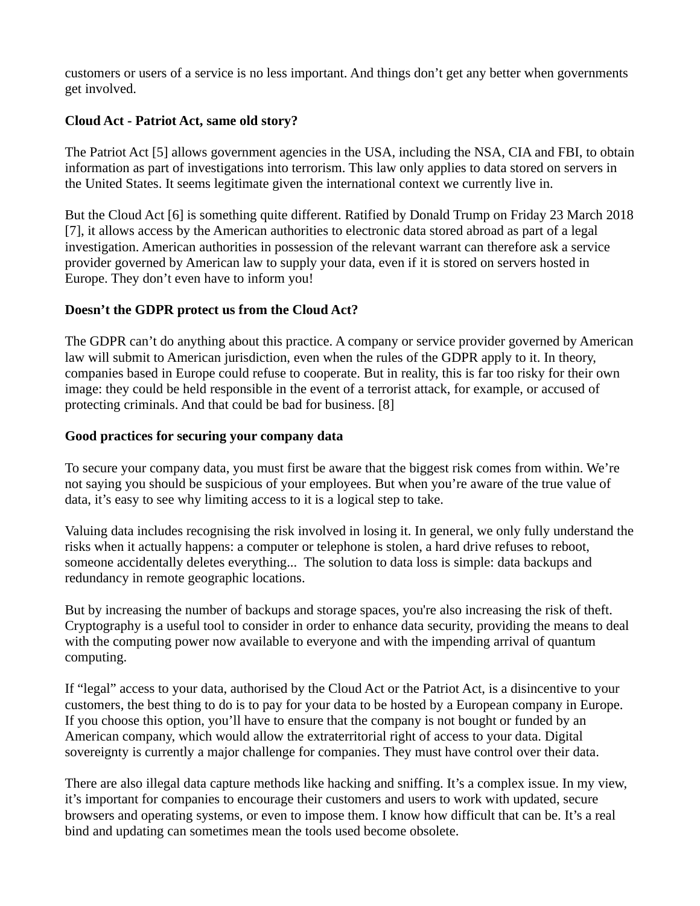customers or users of a service is no less important. And things don't get any better when governments get involved.

**Cloud Act - Patriot Act, same old story?**

The Patriot Act [5] allows government agencies in the USA, including the NSA, CIA and FBI, to obtain information as part of investigations into terrorism. This law only applies to data stored on servers in the United States. It seems legitimate given the international context we currently live in.

But the Cloud Act [6] is something quite different. Ratified by Donald Trump on Friday 23 March 2018 [7], it allows access by the American authorities to electronic data stored abroad as part of a legal investigation. American authorities in possession of the relevant warrant can therefore ask a service provider governed by American law to supply your data, even if it is stored on servers hosted in Europe. They don't even have to inform you!

**Doesn't the GDPR protect us from the Cloud Act?**

The GDPR can't do anything about this practice. A company or service provider governed by American law will submit to American jurisdiction, even when the rules of the GDPR apply to it. In theory, companies based in Europe could refuse to cooperate. But in reality, this is far too risky for their own image: they could be held responsible in the event of a terrorist attack, for example, or accused of protecting criminals. And that could be bad for business. [8]

**Good practices for securing your company data**

To secure your company data, you must first be aware that the biggest risk comes from within. We're not saying you should be suspicious of your employees. But when you're aware of the true value of data, it's easy to see why limiting access to it is a logical step to take.

Valuing data includes recognising the risk involved in losing it. In general, we only fully understand the risks when it actually happens: a computer or telephone is stolen, a hard drive refuses to reboot, someone accidentally deletes everything... The solution to data loss is simple: data backups and redundancy in remote geographic locations.

But by increasing the number of backups and storage spaces, you're also increasing the risk of theft. Cryptography is a useful tool to consider in order to enhance data security, providing the means to deal with the computing power now available to everyone and with the impending arrival of quantum computing.

If "legal" access to your data, authorised by the Cloud Act or the Patriot Act, is a disincentive to your customers, the best thing to do is to pay for your data to be hosted by a European company in Europe. If you choose this option, you'll have to ensure that the company is not bought or funded by an American company, which would allow the extraterritorial right of access to your data. Digital sovereignty is currently a major challenge for companies. They must have control over their data.

There are also illegal data capture methods like hacking and sniffing. It's a complex issue. In my view, it's important for companies to encourage their customers and users to work with updated, secure browsers and operating systems, or even to impose them. I know how difficult that can be. It's a real bind and updating can sometimes mean the tools used become obsolete.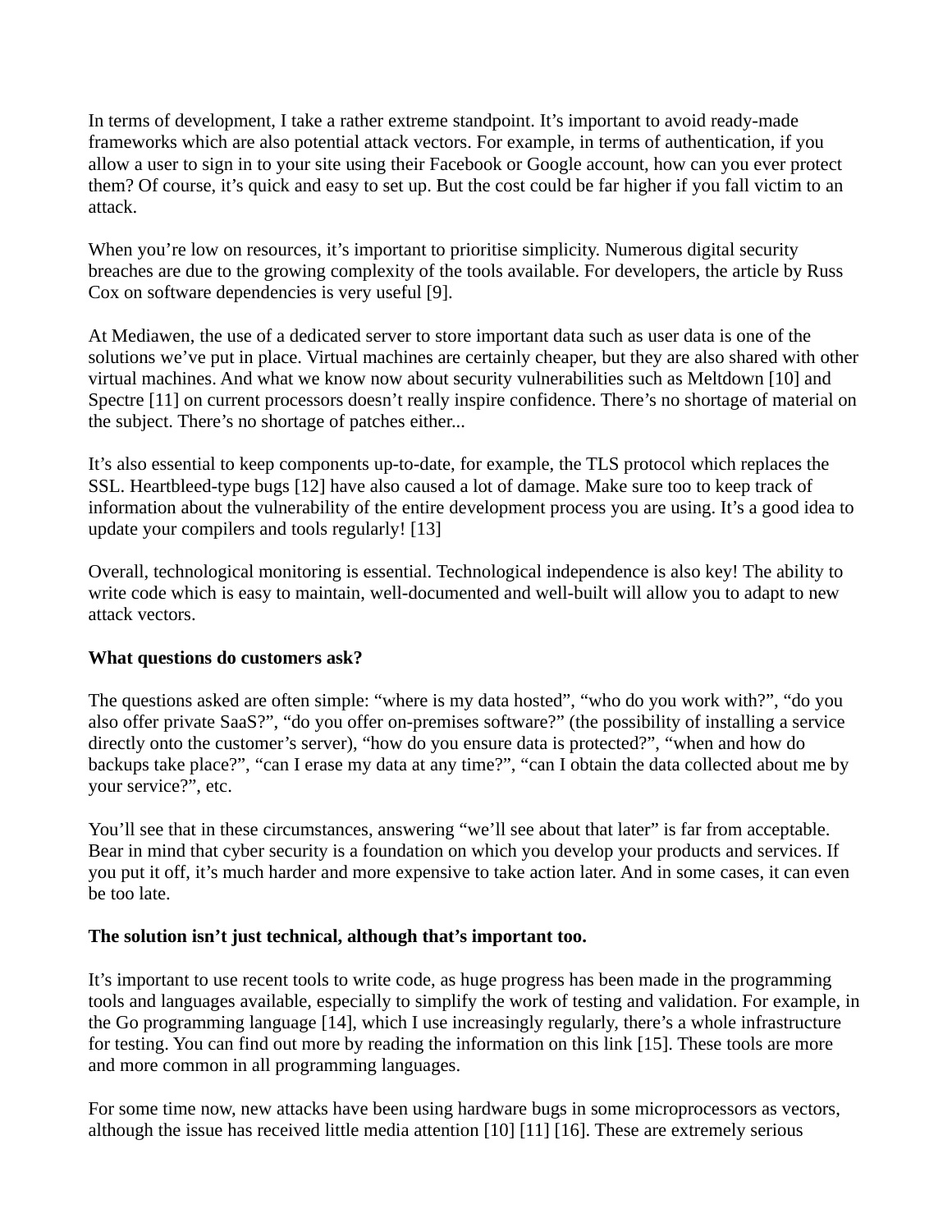In terms of development, I take a rather extreme standpoint. It's important to avoid ready-made frameworks which are also potential attack vectors. For example, in terms of authentication, if you allow a user to sign in to your site using their Facebook or Google account, how can you ever protect them? Of course, it's quick and easy to set up. But the cost could be far higher if you fall victim to an attack.

When you're low on resources, it's important to prioritise simplicity. Numerous digital security breaches are due to the growing complexity of the tools available. For developers, the article by Russ Cox on software dependencies is very useful [9].

At Mediawen, the use of a dedicated server to store important data such as user data is one of the solutions we've put in place. Virtual machines are certainly cheaper, but they are also shared with other virtual machines. And what we know now about security vulnerabilities such as Meltdown [10] and Spectre [11] on current processors doesn't really inspire confidence. There's no shortage of material on the subject. There's no shortage of patches either...

It's also essential to keep components up-to-date, for example, the TLS protocol which replaces the SSL. Heartbleed-type bugs [12] have also caused a lot of damage. Make sure too to keep track of information about the vulnerability of the entire development process you are using. It's a good idea to update your compilers and tools regularly! [13]

Overall, technological monitoring is essential. Technological independence is also key! The ability to write code which is easy to maintain, well-documented and well-built will allow you to adapt to new attack vectors.

**What questions do customers ask?**

The questions asked are often simple: "where is my data hosted", "who do you work with?", "do you also offer private SaaS?", "do you offer on-premises software?" (the possibility of installing a service directly onto the customer's server), "how do you ensure data is protected?", "when and how do backups take place?", "can I erase my data at any time?", "can I obtain the data collected about me by your service?", etc.

You'll see that in these circumstances, answering "we'll see about that later" is far from acceptable. Bear in mind that cyber security is a foundation on which you develop your products and services. If you put it off, it's much harder and more expensive to take action later. And in some cases, it can even be too late.

**The solution isn't just technical, although that's important too.**

It's important to use recent tools to write code, as huge progress has been made in the programming tools and languages available, especially to simplify the work of testing and validation. For example, in the Go programming language [14], which I use increasingly regularly, there's a whole infrastructure for testing. You can find out more by reading the information on this link [15]. These tools are more and more common in all programming languages.

For some time now, new attacks have been using hardware bugs in some microprocessors as vectors, although the issue has received little media attention [10] [11] [16]. These are extremely serious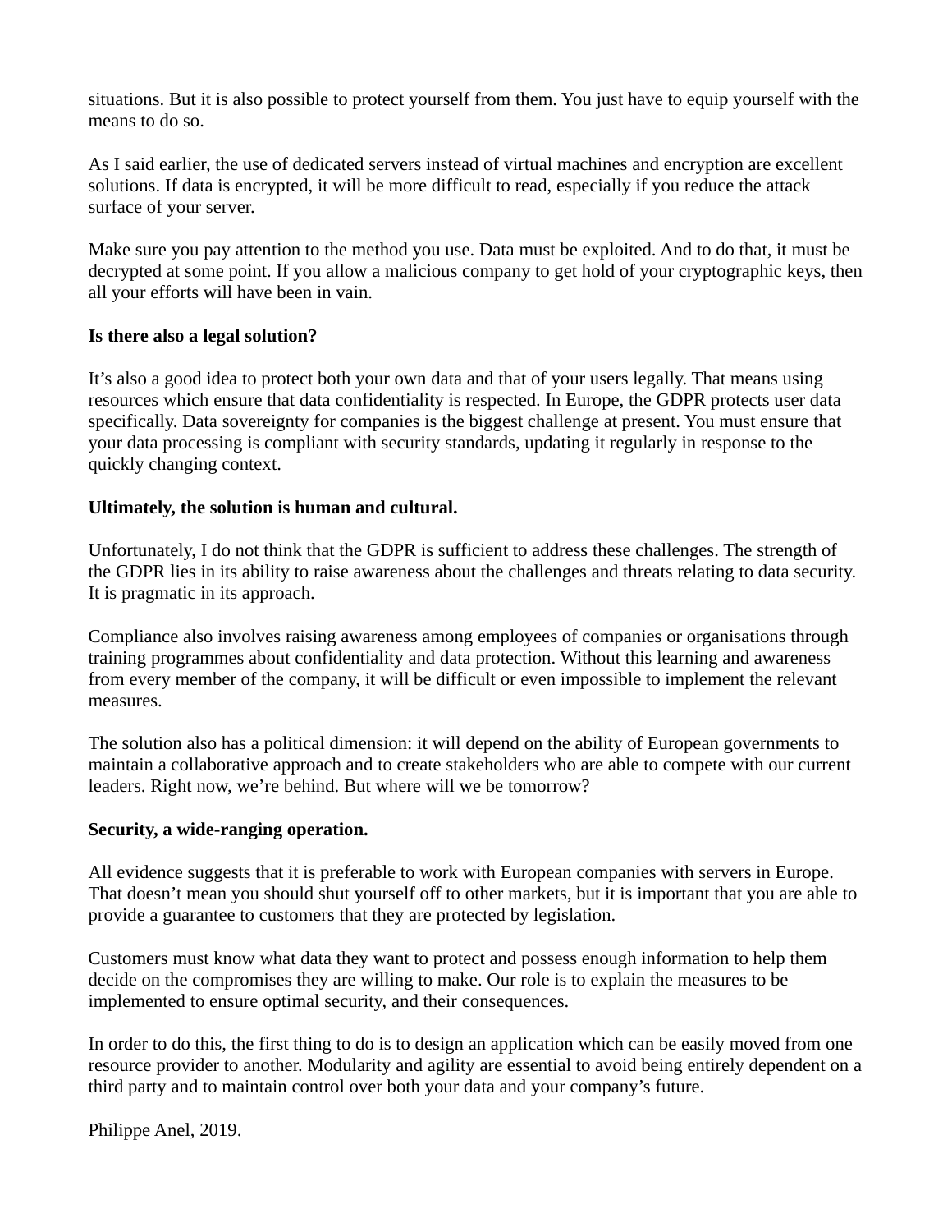situations. But it is also possible to protect yourself from them. You just have to equip yourself with the means to do so.

As I said earlier, the use of dedicated servers instead of virtual machines and encryption are excellent solutions. If data is encrypted, it will be more difficult to read, especially if you reduce the attack surface of your server.

Make sure you pay attention to the method you use. Data must be exploited. And to do that, it must be decrypted at some point. If you allow a malicious company to get hold of your cryptographic keys, then all your efforts will have been in vain.

**Is there also a legal solution?**

It's also a good idea to protect both your own data and that of your users legally. That means using resources which ensure that data confidentiality is respected. In Europe, the GDPR protects user data specifically. Data sovereignty for companies is the biggest challenge at present. You must ensure that your data processing is compliant with security standards, updating it regularly in response to the quickly changing context.

**Ultimately, the solution is human and cultural.**

Unfortunately, I do not think that the GDPR is sufficient to address these challenges. The strength of the GDPR lies in its ability to raise awareness about the challenges and threats relating to data security. It is pragmatic in its approach.

Compliance also involves raising awareness among employees of companies or organisations through training programmes about confidentiality and data protection. Without this learning and awareness from every member of the company, it will be difficult or even impossible to implement the relevant measures.

The solution also has a political dimension: it will depend on the ability of European governments to maintain a collaborative approach and to create stakeholders who are able to compete with our current leaders. Right now, we're behind. But where will we be tomorrow?

**Security, a wide-ranging operation.**

All evidence suggests that it is preferable to work with European companies with servers in Europe. That doesn't mean you should shut yourself off to other markets, but it is important that you are able to provide a guarantee to customers that they are protected by legislation.

Customers must know what data they want to protect and possess enough information to help them decide on the compromises they are willing to make. Our role is to explain the measures to be implemented to ensure optimal security, and their consequences.

In order to do this, the first thing to do is to design an application which can be easily moved from one resource provider to another. Modularity and agility are essential to avoid being entirely dependent on a third party and to maintain control over both your data and your company's future.

Philippe Anel, 2019.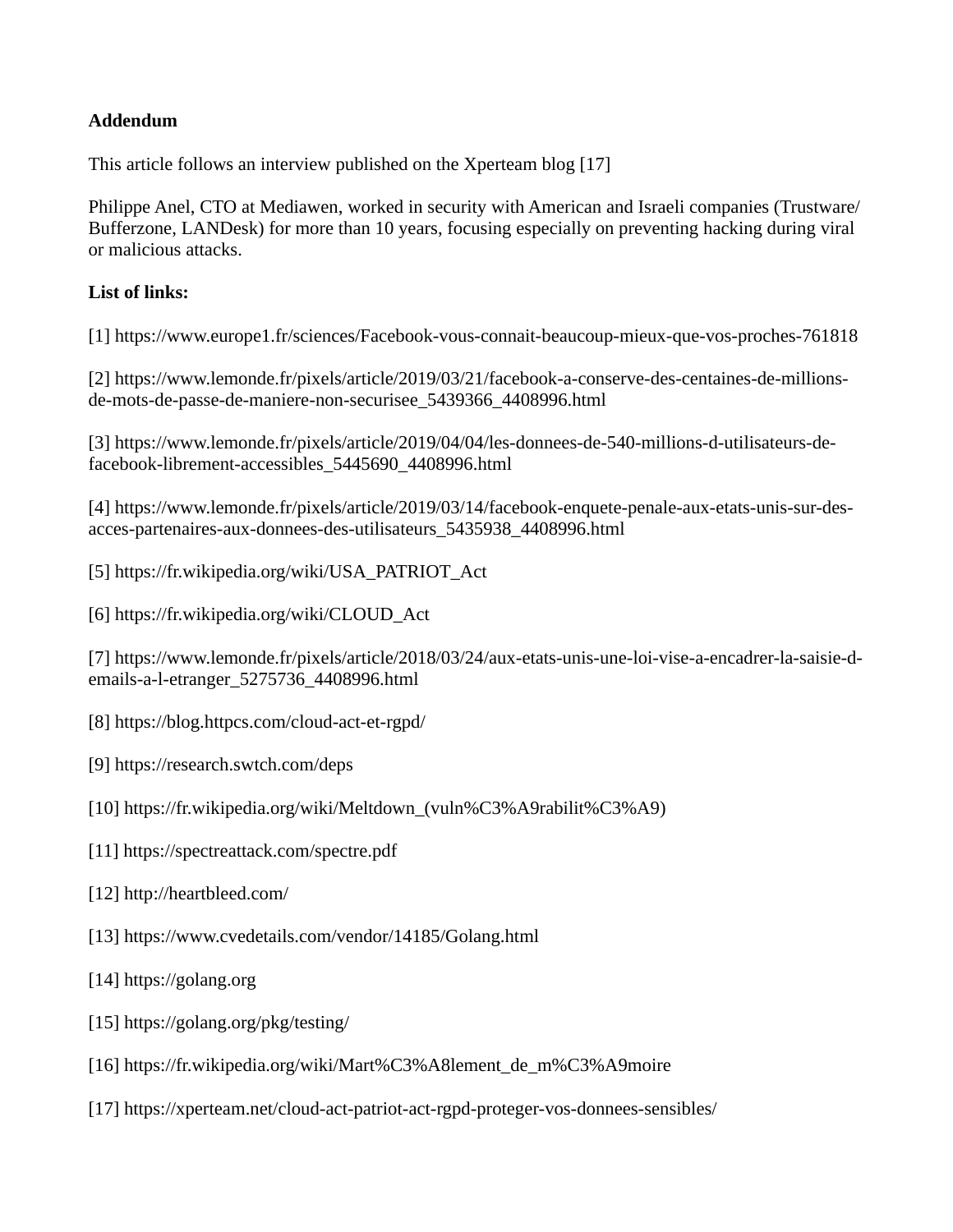**Addendum**

This article follows an interview published on the Xperteam blog [17]

Philippe Anel, CTO at Mediawen, worked in security with American and Israeli companies (Trustware/ Bufferzone, LANDesk) for more than 10 years, focusing especially on preventing hacking during viral or malicious attacks.

**List of links:**

[1] https://www.europe1.fr/sciences/Facebook-vous-connait-beaucoup-mieux-que-vos-proches-761818

[2] https://www.lemonde.fr/pixels/article/2019/03/21/facebook-a-conserve-des-centaines-de-millions-de-mots-de-passe-de-maniere-non-securisee_5439366_4408996.html

[3] https://www.lemonde.fr/pixels/article/2019/04/04/les-donnees-de-540-millions-d-utilisateurs-de-facebook-librement-accessibles_5445690_4408996.html

[4] https://www.lemonde.fr/pixels/article/2019/03/14/facebook-enquete-penale-aux-etats-unis-sur-des-acces-partenaires-aux-donnees-des-utilisateurs_5435938_4408996.html

[5] https://fr.wikipedia.org/wiki/USA_PATRIOT_Act

[6] https://fr.wikipedia.org/wiki/CLOUD_Act

[7] https://www.lemonde.fr/pixels/article/2018/03/24/aux-etats-unis-une-loi-vise-a-encadrer-la-saisie-d-emails-a-l-etranger_5275736_4408996.html

[8] https://blog.httpcs.com/cloud-act-et-rgpd/

[9] https://research.swtch.com/deps

[10] https://fr.wikipedia.org/wiki/Meltdown_(vuln%C3%A9rabilit%C3%A9)

[11] https://spectreattack.com/spectre.pdf

[12] http://heartbleed.com/

[13] https://www.cvedetails.com/vendor/14185/Golang.html

[14] https://golang.org

[15] https://golang.org/pkg/testing/

[16] https://fr.wikipedia.org/wiki/Mart%C3%A8lement_de_m%C3%A9moire

[17] https://xperteam.net/cloud-act-patriot-act-rgpd-proteger-vos-donnees-sensibles/